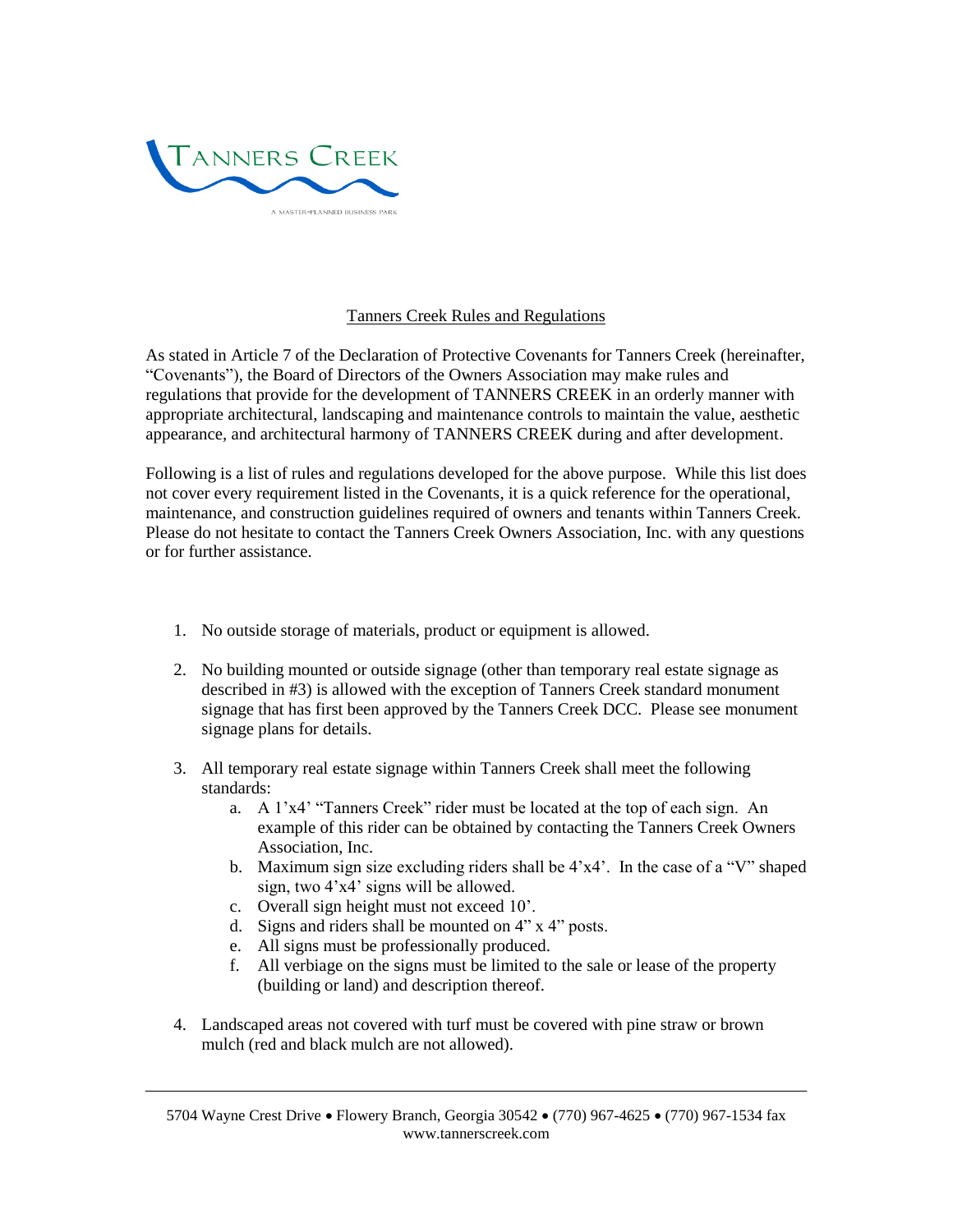TANNERS CREEK

A MASTER-PLANNED BUSINESS PARK

## Tanners Creek Rules and Regulations

As stated in Article 7 of the Declaration of Protective Covenants for Tanners Creek (hereinafter, "Covenants"), the Board of Directors of the Owners Association may make rules and regulations that provide for the development of TANNERS CREEK in an orderly manner with appropriate architectural, landscaping and maintenance controls to maintain the value, aesthetic appearance, and architectural harmony of TANNERS CREEK during and after development.

Following is a list of rules and regulations developed for the above purpose. While this list does not cover every requirement listed in the Covenants, it is a quick reference for the operational, maintenance, and construction guidelines required of owners and tenants within Tanners Creek. Please do not hesitate to contact the Tanners Creek Owners Association, Inc. with any questions or for further assistance.

1. No outside storage of materials, product or equipment is allowed.

2. No building mounted or outside signage (other than temporary real estate signage as described in #3) is allowed with the exception of Tanners Creek standard monument signage that has first been approved by the Tanners Creek DCC. Please see monument signage plans for details.

3. All temporary real estate signage within Tanners Creek shall meet the following standards:
   a. A 1'x4' "Tanners Creek" rider must be located at the top of each sign. An example of this rider can be obtained by contacting the Tanners Creek Owners Association, Inc.
   b. Maximum sign size excluding riders shall be 4'x4'. In the case of a "V" shaped sign, two 4'x4' signs will be allowed.
   c. Overall sign height must not exceed 10'.
   d. Signs and riders shall be mounted on 4" x 4" posts.
   e. All signs must be professionally produced.
   f. All verbiage on the signs must be limited to the sale or lease of the property (building or land) and description thereof.

4. Landscaped areas not covered with turf must be covered with pine straw or brown mulch (red and black mulch are not allowed).

5704 Wayne Crest Drive • Flowery Branch, Georgia 30542 • (770) 967-4625 • (770) 967-1534 fax
www.tannerscreek.com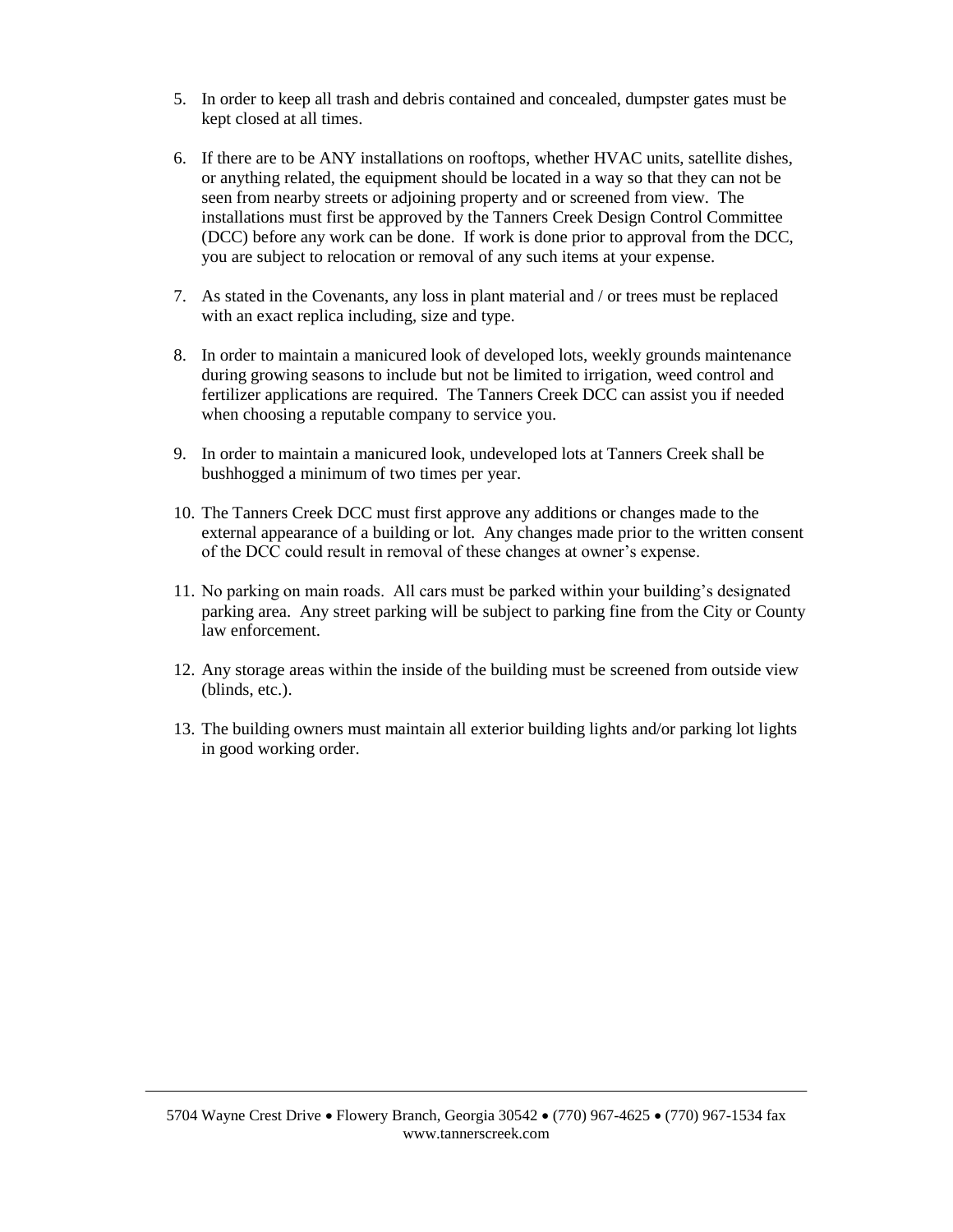5. In order to keep all trash and debris contained and concealed, dumpster gates must be kept closed at all times.

6. If there are to be ANY installations on rooftops, whether HVAC units, satellite dishes, or anything related, the equipment should be located in a way so that they can not be seen from nearby streets or adjoining property and or screened from view. The installations must first be approved by the Tanners Creek Design Control Committee (DCC) before any work can be done. If work is done prior to approval from the DCC, you are subject to relocation or removal of any such items at your expense.

7. As stated in the Covenants, any loss in plant material and / or trees must be replaced with an exact replica including, size and type.

8. In order to maintain a manicured look of developed lots, weekly grounds maintenance during growing seasons to include but not be limited to irrigation, weed control and fertilizer applications are required. The Tanners Creek DCC can assist you if needed when choosing a reputable company to service you.

9. In order to maintain a manicured look, undeveloped lots at Tanners Creek shall be bushhogged a minimum of two times per year.

10. The Tanners Creek DCC must first approve any additions or changes made to the external appearance of a building or lot. Any changes made prior to the written consent of the DCC could result in removal of these changes at owner's expense.

11. No parking on main roads. All cars must be parked within your building's designated parking area. Any street parking will be subject to parking fine from the City or County law enforcement.

12. Any storage areas within the inside of the building must be screened from outside view (blinds, etc.).

13. The building owners must maintain all exterior building lights and/or parking lot lights in good working order.